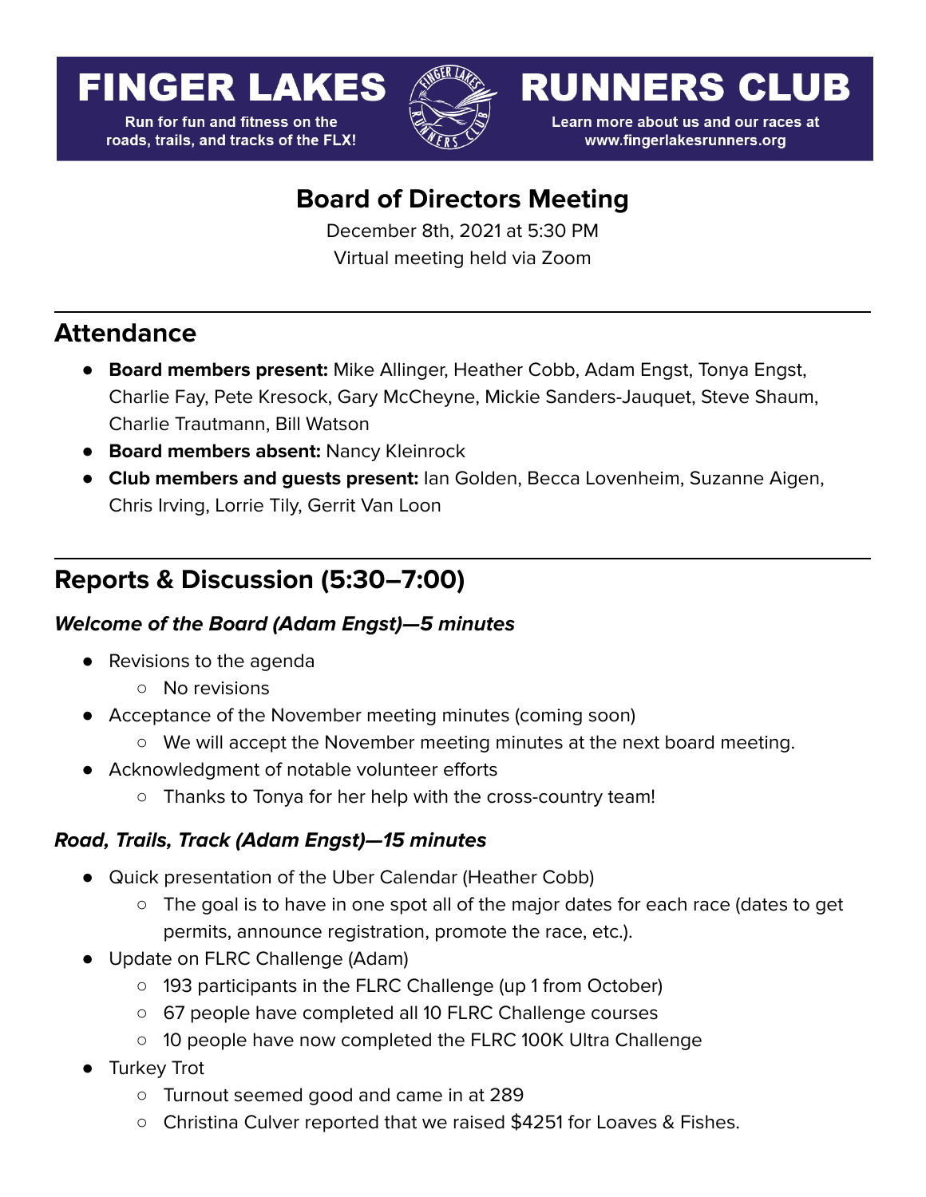FINGER LAKES RUNNERS CLUB

Run for fun and fitness on the roads, trails, and tracks of the FLX!

Learn more about us and our races at www.fingerlakesrunners.org

# Board of Directors Meeting

December 8th, 2021 at 5:30 PM

Virtual meeting held via Zoom

## Attendance

- **Board members present:** Mike Allinger, Heather Cobb, Adam Engst, Tonya Engst, Charlie Fay, Pete Kresock, Gary McCheyne, Mickie Sanders-Jauquet, Steve Shaum, Charlie Trautmann, Bill Watson
- **Board members absent:** Nancy Kleinrock
- **Club members and guests present:** Ian Golden, Becca Lovenheim, Suzanne Aigen, Chris Irving, Lorrie Tily, Gerrit Van Loon

## Reports & Discussion (5:30–7:00)

### *Welcome of the Board (Adam Engst)—5 minutes*

- Revisions to the agenda
    - No revisions
- Acceptance of the November meeting minutes (coming soon)
    - We will accept the November meeting minutes at the next board meeting.
- Acknowledgment of notable volunteer efforts
    - Thanks to Tonya for her help with the cross-country team!

### *Road, Trails, Track (Adam Engst)—15 minutes*

- Quick presentation of the Uber Calendar (Heather Cobb)
    - The goal is to have in one spot all of the major dates for each race (dates to get permits, announce registration, promote the race, etc.).
- Update on FLRC Challenge (Adam)
    - 193 participants in the FLRC Challenge (up 1 from October)
    - 67 people have completed all 10 FLRC Challenge courses
    - 10 people have now completed the FLRC 100K Ultra Challenge
- Turkey Trot
    - Turnout seemed good and came in at 289
    - Christina Culver reported that we raised $4251 for Loaves & Fishes.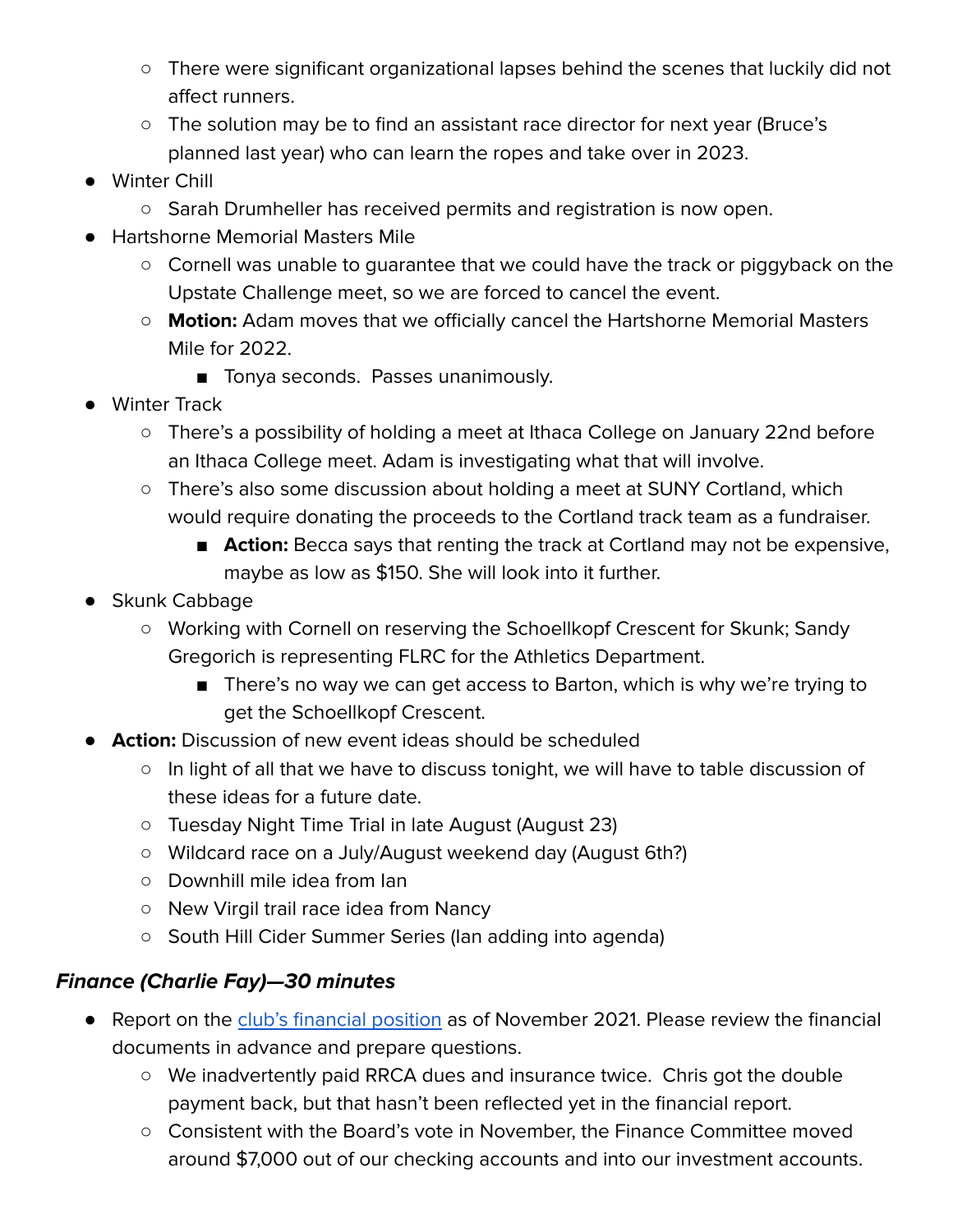- There were significant organizational lapses behind the scenes that luckily did not affect runners.
    - The solution may be to find an assistant race director for next year (Bruce's planned last year) who can learn the ropes and take over in 2023.
- Winter Chill
    - Sarah Drumheller has received permits and registration is now open.
- Hartshorne Memorial Masters Mile
    - Cornell was unable to guarantee that we could have the track or piggyback on the Upstate Challenge meet, so we are forced to cancel the event.
    - **Motion:** Adam moves that we officially cancel the Hartshorne Memorial Masters Mile for 2022.
        - Tonya seconds. Passes unanimously.
- Winter Track
    - There's a possibility of holding a meet at Ithaca College on January 22nd before an Ithaca College meet. Adam is investigating what that will involve.
    - There's also some discussion about holding a meet at SUNY Cortland, which would require donating the proceeds to the Cortland track team as a fundraiser.
        - **Action:** Becca says that renting the track at Cortland may not be expensive, maybe as low as $150. She will look into it further.
- Skunk Cabbage
    - Working with Cornell on reserving the Schoellkopf Crescent for Skunk; Sandy Gregorich is representing FLRC for the Athletics Department.
        - There's no way we can get access to Barton, which is why we're trying to get the Schoellkopf Crescent.
- **Action:** Discussion of new event ideas should be scheduled
    - In light of all that we have to discuss tonight, we will have to table discussion of these ideas for a future date.
    - Tuesday Night Time Trial in late August (August 23)
    - Wildcard race on a July/August weekend day (August 6th?)
    - Downhill mile idea from Ian
    - New Virgil trail race idea from Nancy
    - South Hill Cider Summer Series (Ian adding into agenda)

### *Finance (Charlie Fay)—30 minutes*

- Report on the club's financial position as of November 2021. Please review the financial documents in advance and prepare questions.
    - We inadvertently paid RRCA dues and insurance twice. Chris got the double payment back, but that hasn't been reflected yet in the financial report.
    - Consistent with the Board's vote in November, the Finance Committee moved around $7,000 out of our checking accounts and into our investment accounts.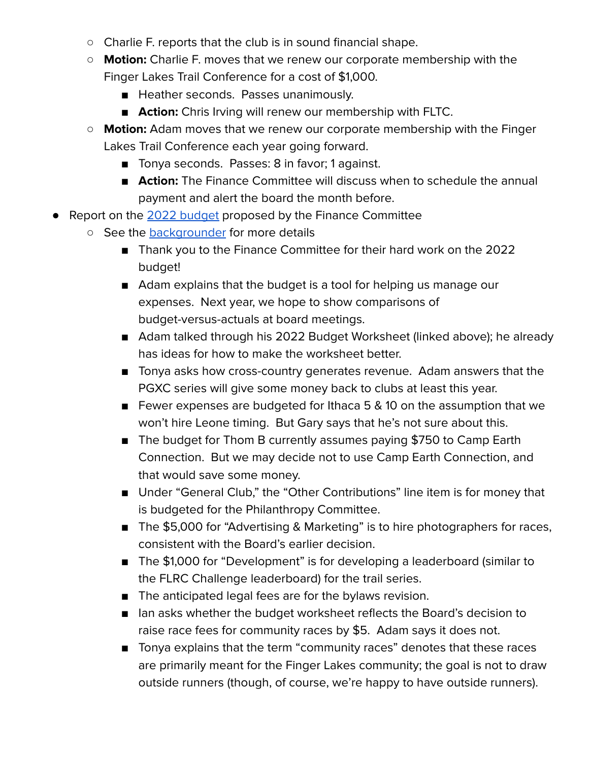- Charlie F. reports that the club is in sound financial shape.
    - **Motion:** Charlie F. moves that we renew our corporate membership with the Finger Lakes Trail Conference for a cost of $1,000.
        - Heather seconds. Passes unanimously.
        - **Action:** Chris Irving will renew our membership with FLTC.
    - **Motion:** Adam moves that we renew our corporate membership with the Finger Lakes Trail Conference each year going forward.
        - Tonya seconds. Passes: 8 in favor; 1 against.
        - **Action:** The Finance Committee will discuss when to schedule the annual payment and alert the board the month before.
- Report on the [2022 budget]() proposed by the Finance Committee
    - See the [backgrounder]() for more details
        - Thank you to the Finance Committee for their hard work on the 2022 budget!
        - Adam explains that the budget is a tool for helping us manage our expenses. Next year, we hope to show comparisons of budget-versus-actuals at board meetings.
        - Adam talked through his 2022 Budget Worksheet (linked above); he already has ideas for how to make the worksheet better.
        - Tonya asks how cross-country generates revenue. Adam answers that the PGXC series will give some money back to clubs at least this year.
        - Fewer expenses are budgeted for Ithaca 5 & 10 on the assumption that we won't hire Leone timing. But Gary says that he's not sure about this.
        - The budget for Thom B currently assumes paying $750 to Camp Earth Connection. But we may decide not to use Camp Earth Connection, and that would save some money.
        - Under "General Club," the "Other Contributions" line item is for money that is budgeted for the Philanthropy Committee.
        - The $5,000 for "Advertising & Marketing" is to hire photographers for races, consistent with the Board's earlier decision.
        - The $1,000 for "Development" is for developing a leaderboard (similar to the FLRC Challenge leaderboard) for the trail series.
        - The anticipated legal fees are for the bylaws revision.
        - Ian asks whether the budget worksheet reflects the Board's decision to raise race fees for community races by $5. Adam says it does not.
        - Tonya explains that the term "community races" denotes that these races are primarily meant for the Finger Lakes community; the goal is not to draw outside runners (though, of course, we're happy to have outside runners).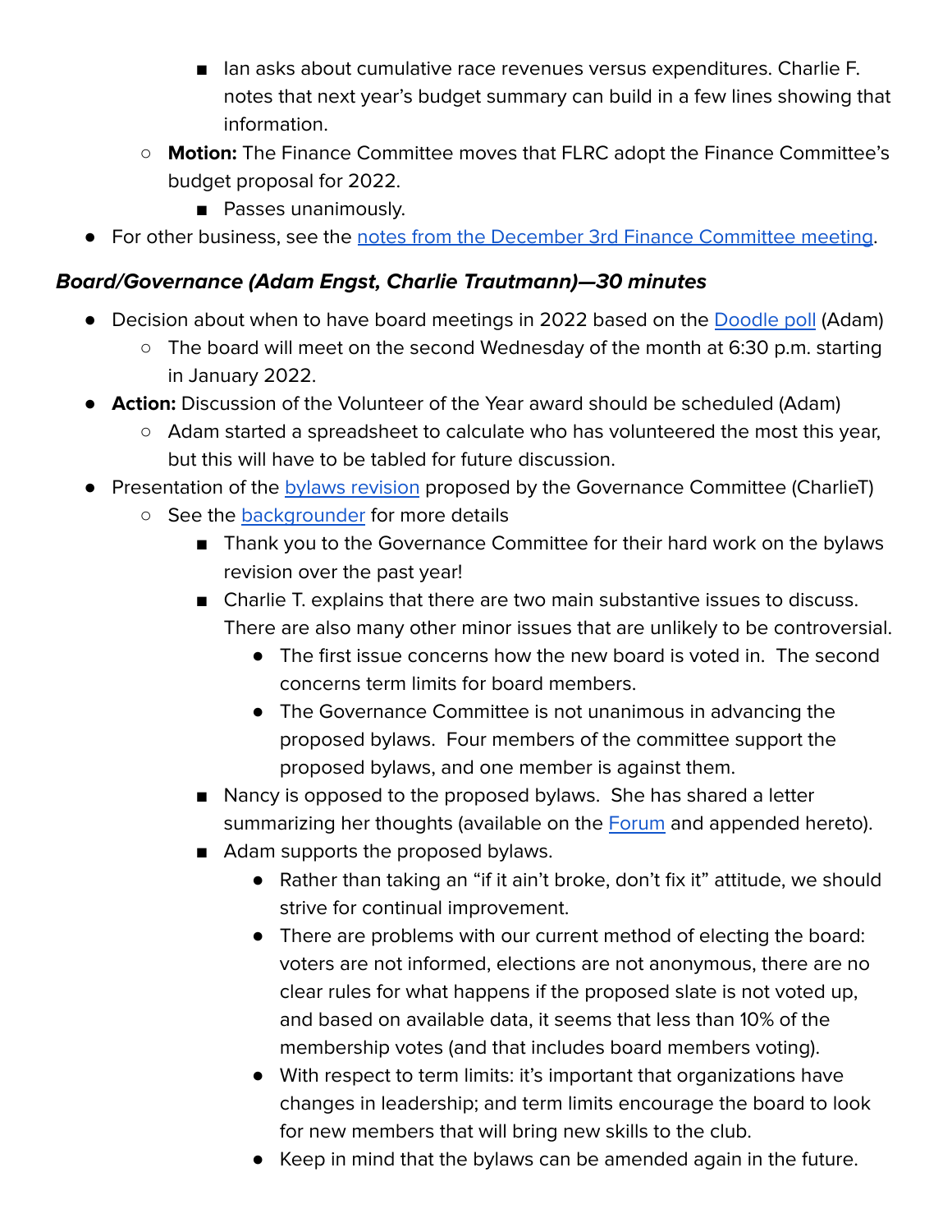- Ian asks about cumulative race revenues versus expenditures. Charlie F. notes that next year's budget summary can build in a few lines showing that information.
    - **Motion:** The Finance Committee moves that FLRC adopt the Finance Committee's budget proposal for 2022.
        - Passes unanimously.
- For other business, see the notes from the December 3rd Finance Committee meeting.

### *Board/Governance (Adam Engst, Charlie Trautmann)—30 minutes*

- Decision about when to have board meetings in 2022 based on the Doodle poll (Adam)
    - The board will meet on the second Wednesday of the month at 6:30 p.m. starting in January 2022.
- **Action:** Discussion of the Volunteer of the Year award should be scheduled (Adam)
    - Adam started a spreadsheet to calculate who has volunteered the most this year, but this will have to be tabled for future discussion.
- Presentation of the bylaws revision proposed by the Governance Committee (CharlieT)
    - See the backgrounder for more details
        - Thank you to the Governance Committee for their hard work on the bylaws revision over the past year!
        - Charlie T. explains that there are two main substantive issues to discuss. There are also many other minor issues that are unlikely to be controversial.
            - The first issue concerns how the new board is voted in. The second concerns term limits for board members.
            - The Governance Committee is not unanimous in advancing the proposed bylaws. Four members of the committee support the proposed bylaws, and one member is against them.
        - Nancy is opposed to the proposed bylaws. She has shared a letter summarizing her thoughts (available on the Forum and appended hereto).
        - Adam supports the proposed bylaws.
            - Rather than taking an "if it ain't broke, don't fix it" attitude, we should strive for continual improvement.
            - There are problems with our current method of electing the board: voters are not informed, elections are not anonymous, there are no clear rules for what happens if the proposed slate is not voted up, and based on available data, it seems that less than 10% of the membership votes (and that includes board members voting).
            - With respect to term limits: it's important that organizations have changes in leadership; and term limits encourage the board to look for new members that will bring new skills to the club.
            - Keep in mind that the bylaws can be amended again in the future.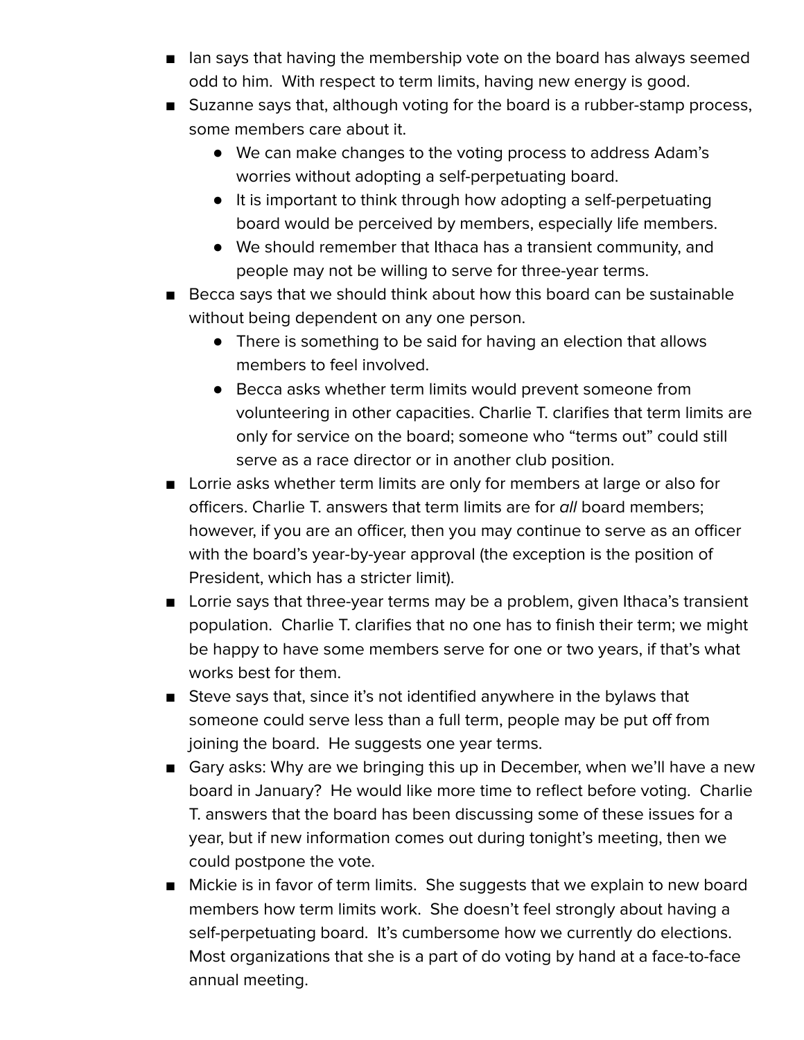- Ian says that having the membership vote on the board has always seemed odd to him. With respect to term limits, having new energy is good.
- Suzanne says that, although voting for the board is a rubber-stamp process, some members care about it.
  - We can make changes to the voting process to address Adam's worries without adopting a self-perpetuating board.
  - It is important to think through how adopting a self-perpetuating board would be perceived by members, especially life members.
  - We should remember that Ithaca has a transient community, and people may not be willing to serve for three-year terms.
- Becca says that we should think about how this board can be sustainable without being dependent on any one person.
  - There is something to be said for having an election that allows members to feel involved.
  - Becca asks whether term limits would prevent someone from volunteering in other capacities. Charlie T. clarifies that term limits are only for service on the board; someone who "terms out" could still serve as a race director or in another club position.
- Lorrie asks whether term limits are only for members at large or also for officers. Charlie T. answers that term limits are for *all* board members; however, if you are an officer, then you may continue to serve as an officer with the board's year-by-year approval (the exception is the position of President, which has a stricter limit).
- Lorrie says that three-year terms may be a problem, given Ithaca's transient population. Charlie T. clarifies that no one has to finish their term; we might be happy to have some members serve for one or two years, if that's what works best for them.
- Steve says that, since it's not identified anywhere in the bylaws that someone could serve less than a full term, people may be put off from joining the board. He suggests one year terms.
- Gary asks: Why are we bringing this up in December, when we'll have a new board in January? He would like more time to reflect before voting. Charlie T. answers that the board has been discussing some of these issues for a year, but if new information comes out during tonight's meeting, then we could postpone the vote.
- Mickie is in favor of term limits. She suggests that we explain to new board members how term limits work. She doesn't feel strongly about having a self-perpetuating board. It's cumbersome how we currently do elections. Most organizations that she is a part of do voting by hand at a face-to-face annual meeting.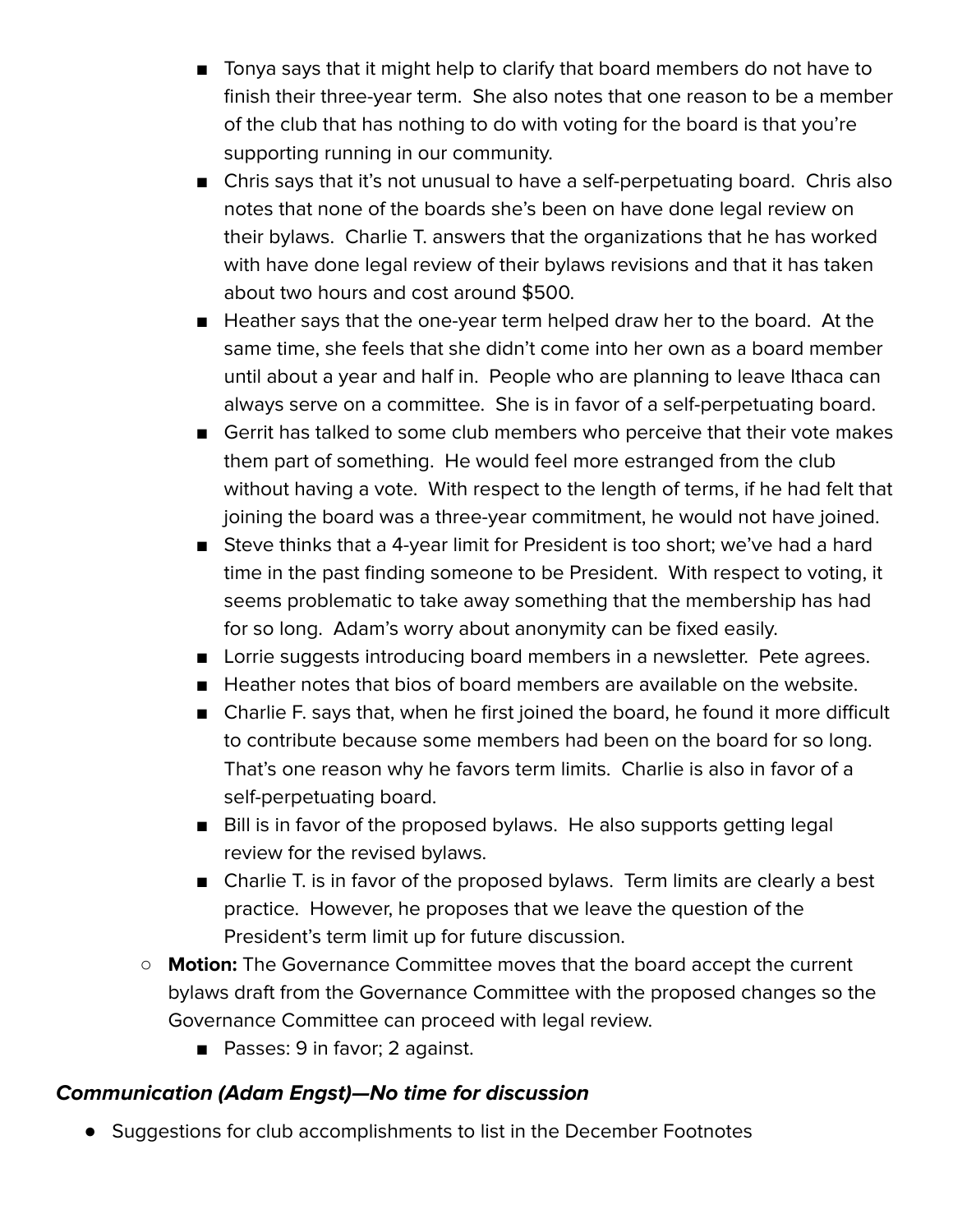- Tonya says that it might help to clarify that board members do not have to finish their three-year term. She also notes that one reason to be a member of the club that has nothing to do with voting for the board is that you're supporting running in our community.
        - Chris says that it's not unusual to have a self-perpetuating board. Chris also notes that none of the boards she's been on have done legal review on their bylaws. Charlie T. answers that the organizations that he has worked with have done legal review of their bylaws revisions and that it has taken about two hours and cost around $500.
        - Heather says that the one-year term helped draw her to the board. At the same time, she feels that she didn't come into her own as a board member until about a year and half in. People who are planning to leave Ithaca can always serve on a committee. She is in favor of a self-perpetuating board.
        - Gerrit has talked to some club members who perceive that their vote makes them part of something. He would feel more estranged from the club without having a vote. With respect to the length of terms, if he had felt that joining the board was a three-year commitment, he would not have joined.
        - Steve thinks that a 4-year limit for President is too short; we've had a hard time in the past finding someone to be President. With respect to voting, it seems problematic to take away something that the membership has had for so long. Adam's worry about anonymity can be fixed easily.
        - Lorrie suggests introducing board members in a newsletter. Pete agrees.
        - Heather notes that bios of board members are available on the website.
        - Charlie F. says that, when he first joined the board, he found it more difficult to contribute because some members had been on the board for so long. That's one reason why he favors term limits. Charlie is also in favor of a self-perpetuating board.
        - Bill is in favor of the proposed bylaws. He also supports getting legal review for the revised bylaws.
        - Charlie T. is in favor of the proposed bylaws. Term limits are clearly a best practice. However, he proposes that we leave the question of the President's term limit up for future discussion.
    - **Motion:** The Governance Committee moves that the board accept the current bylaws draft from the Governance Committee with the proposed changes so the Governance Committee can proceed with legal review.
        - Passes: 9 in favor; 2 against.

### ***Communication (Adam Engst)—No time for discussion***

- Suggestions for club accomplishments to list in the December Footnotes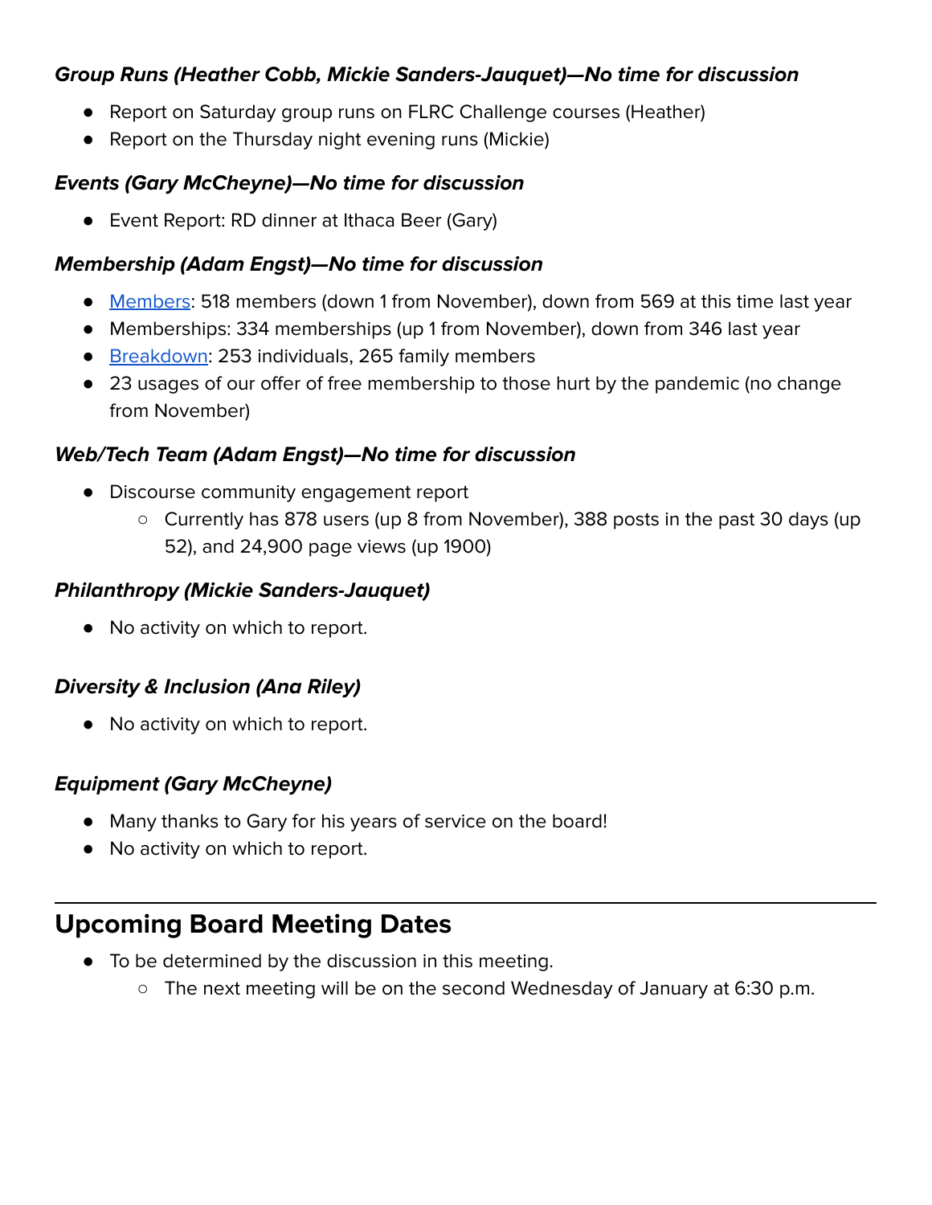### ***Group Runs (Heather Cobb, Mickie Sanders-Jauquet)—No time for discussion***

- Report on Saturday group runs on FLRC Challenge courses (Heather)
- Report on the Thursday night evening runs (Mickie)

### ***Events (Gary McCheyne)—No time for discussion***

- Event Report: RD dinner at Ithaca Beer (Gary)

### ***Membership (Adam Engst)—No time for discussion***

- Members: 518 members (down 1 from November), down from 569 at this time last year
- Memberships: 334 memberships (up 1 from November), down from 346 last year
- Breakdown: 253 individuals, 265 family members
- 23 usages of our offer of free membership to those hurt by the pandemic (no change from November)

### ***Web/Tech Team (Adam Engst)—No time for discussion***

- Discourse community engagement report
  - Currently has 878 users (up 8 from November), 388 posts in the past 30 days (up 52), and 24,900 page views (up 1900)

### ***Philanthropy (Mickie Sanders-Jauquet)***

- No activity on which to report.

### ***Diversity & Inclusion (Ana Riley)***

- No activity on which to report.

### ***Equipment (Gary McCheyne)***

- Many thanks to Gary for his years of service on the board!
- No activity on which to report.

---

## Upcoming Board Meeting Dates

- To be determined by the discussion in this meeting.
  - The next meeting will be on the second Wednesday of January at 6:30 p.m.